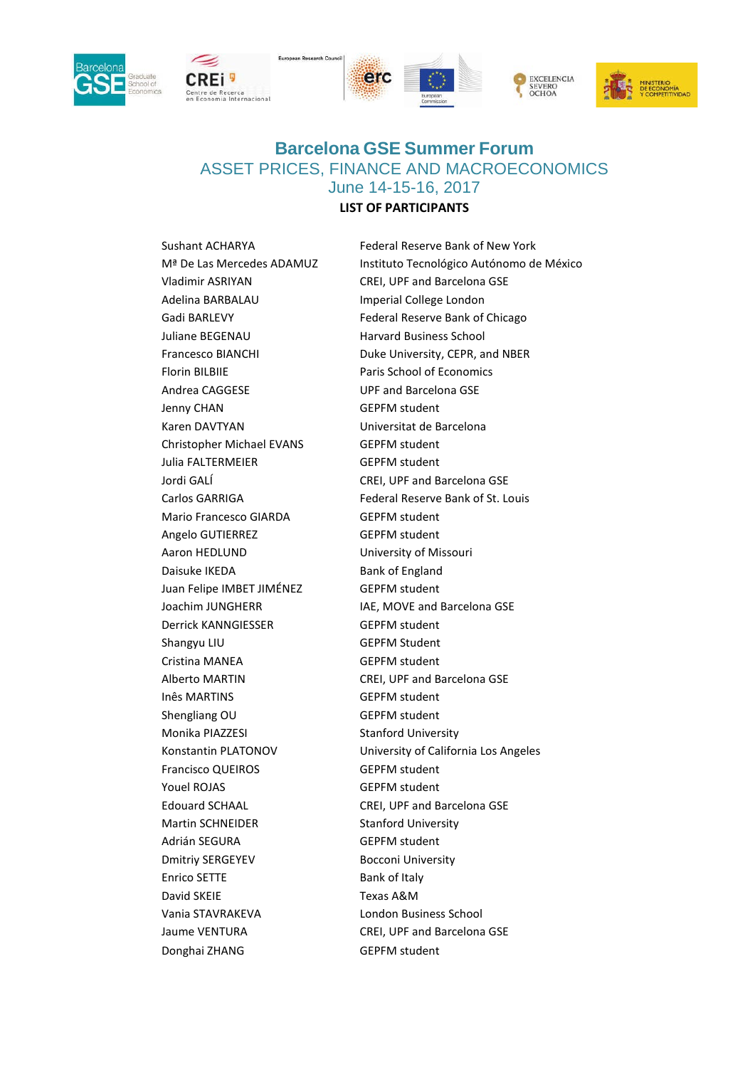# Barcelona GSE Summer Forum

## ASSET PRICES, FINANCE AND MACROECONOMICS

### June 14-15-16, 2017

**LIST OF PARTICIPANTS**

| | |
|---|---|
| Sushant ACHARYA | Federal Reserve Bank of New York |
| Mª De Las Mercedes ADAMUZ | Instituto Tecnológico Autónomo de México |
| Vladimir ASRIYAN | CREI, UPF and Barcelona GSE |
| Adelina BARBALAU | Imperial College London |
| Gadi BARLEVY | Federal Reserve Bank of Chicago |
| Juliane BEGENAU | Harvard Business School |
| Francesco BIANCHI | Duke University, CEPR, and NBER |
| Florin BILBIIE | Paris School of Economics |
| Andrea CAGGESE | UPF and Barcelona GSE |
| Jenny CHAN | GEPFM student |
| Karen DAVTYAN | Universitat de Barcelona |
| Christopher Michael EVANS | GEPFM student |
| Julia FALTERMEIER | GEPFM student |
| Jordi GALÍ | CREI, UPF and Barcelona GSE |
| Carlos GARRIGA | Federal Reserve Bank of St. Louis |
| Mario Francesco GIARDA | GEPFM student |
| Angelo GUTIERREZ | GEPFM student |
| Aaron HEDLUND | University of Missouri |
| Daisuke IKEDA | Bank of England |
| Juan Felipe IMBET JIMÉNEZ | GEPFM student |
| Joachim JUNGHERR | IAE, MOVE and Barcelona GSE |
| Derrick KANNGIESSER | GEPFM student |
| Shangyu LIU | GEPFM Student |
| Cristina MANEA | GEPFM student |
| Alberto MARTIN | CREI, UPF and Barcelona GSE |
| Inês MARTINS | GEPFM student |
| Shengliang OU | GEPFM student |
| Monika PIAZZESI | Stanford University |
| Konstantin PLATONOV | University of California Los Angeles |
| Francisco QUEIROS | GEPFM student |
| Youel ROJAS | GEPFM student |
| Edouard SCHAAL | CREI, UPF and Barcelona GSE |
| Martin SCHNEIDER | Stanford University |
| Adrián SEGURA | GEPFM student |
| Dmitriy SERGEYEV | Bocconi University |
| Enrico SETTE | Bank of Italy |
| David SKEIE | Texas A&M |
| Vania STAVRAKEVA | London Business School |
| Jaume VENTURA | CREI, UPF and Barcelona GSE |
| Donghai ZHANG | GEPFM student |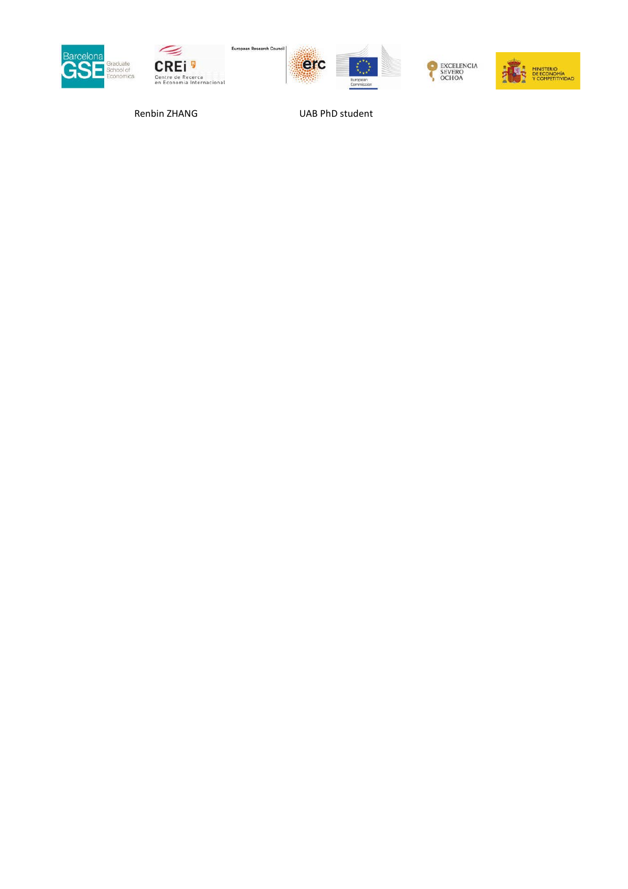Renbin ZHANG UAB PhD student